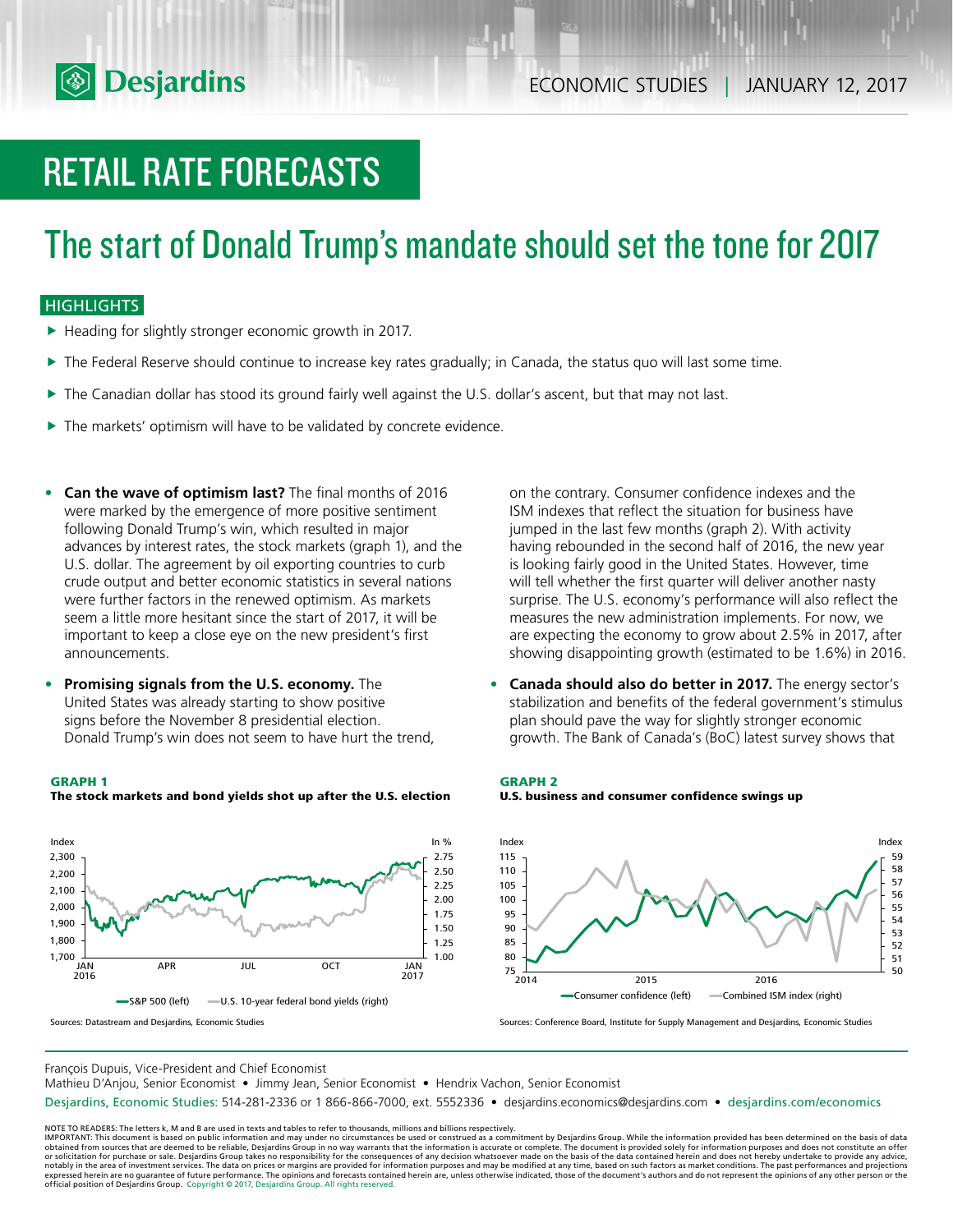ECONOMIC STUDIES | JANUARY 12, 2017

# RETAIL RATE FORECASTS

## The start of Donald Trump's mandate should set the tone for 2017

### HIGHLIGHTS

- Heading for slightly stronger economic growth in 2017.
- The Federal Reserve should continue to increase key rates gradually; in Canada, the status quo will last some time.
- The Canadian dollar has stood its ground fairly well against the U.S. dollar's ascent, but that may not last.
- The markets' optimism will have to be validated by concrete evidence.

- **Can the wave of optimism last?** The final months of 2016 were marked by the emergence of more positive sentiment following Donald Trump's win, which resulted in major advances by interest rates, the stock markets (graph 1), and the U.S. dollar. The agreement by oil exporting countries to curb crude output and better economic statistics in several nations were further factors in the renewed optimism. As markets seem a little more hesitant since the start of 2017, it will be important to keep a close eye on the new president's first announcements.

- **Promising signals from the U.S. economy.** The United States was already starting to show positive signs before the November 8 presidential election. Donald Trump's win does not seem to have hurt the trend, on the contrary. Consumer confidence indexes and the ISM indexes that reflect the situation for business have jumped in the last few months (graph 2). With activity having rebounded in the second half of 2016, the new year is looking fairly good in the United States. However, time will tell whether the first quarter will deliver another nasty surprise. The U.S. economy's performance will also reflect the measures the new administration implements. For now, we are expecting the economy to grow about 2.5% in 2017, after showing disappointing growth (estimated to be 1.6%) in 2016.

- **Canada should also do better in 2017.** The energy sector's stabilization and benefits of the federal government's stimulus plan should pave the way for slightly stronger economic growth. The Bank of Canada's (BoC) latest survey shows that

**GRAPH 1**
**The stock markets and bond yields shot up after the U.S. election**

S&P 500 (left) — U.S. 10-year federal bond yields (right)

Sources: Datastream and Desjardins, Economic Studies

**GRAPH 2**
**U.S. business and consumer confidence swings up**

Consumer confidence (left) — Combined ISM index (right)

Sources: Conference Board, Institute for Supply Management and Desjardins, Economic Studies

François Dupuis, Vice-President and Chief Economist
Mathieu D'Anjou, Senior Economist • Jimmy Jean, Senior Economist • Hendrix Vachon, Senior Economist

Desjardins, Economic Studies: 514-281-2336 or 1 866-866-7000, ext. 5552336 • desjardins.economics@desjardins.com • desjardins.com/economics

NOTE TO READERS: The letters k, M and B are used in texts and tables to refer to thousands, millions and billions respectively.
IMPORTANT: This document is based on public information and may under no circumstances be used or construed as a commitment by Desjardins Group. While the information provided has been determined on the basis of data obtained from sources that are deemed to be reliable, Desjardins Group in no way warrants that the information is accurate or complete. The document is provided solely for information purposes and does not constitute an offer or solicitation for purchase or sale. Desjardins Group takes no responsibility for the consequences of any decision whatsoever made on the basis of the data contained herein and does not hereby undertake to provide any advice, notably in the area of investment services. The data on prices or margins are provided for information purposes and may be modified at any time, based on such factors as market conditions. The past performances and projections expressed herein are no guarantee of future performance. The opinions and forecasts contained herein are, unless otherwise indicated, those of the document's authors and do not represent the opinions of any other person or the official position of Desjardins Group. Copyright © 2017, Desjardins Group. All rights reserved.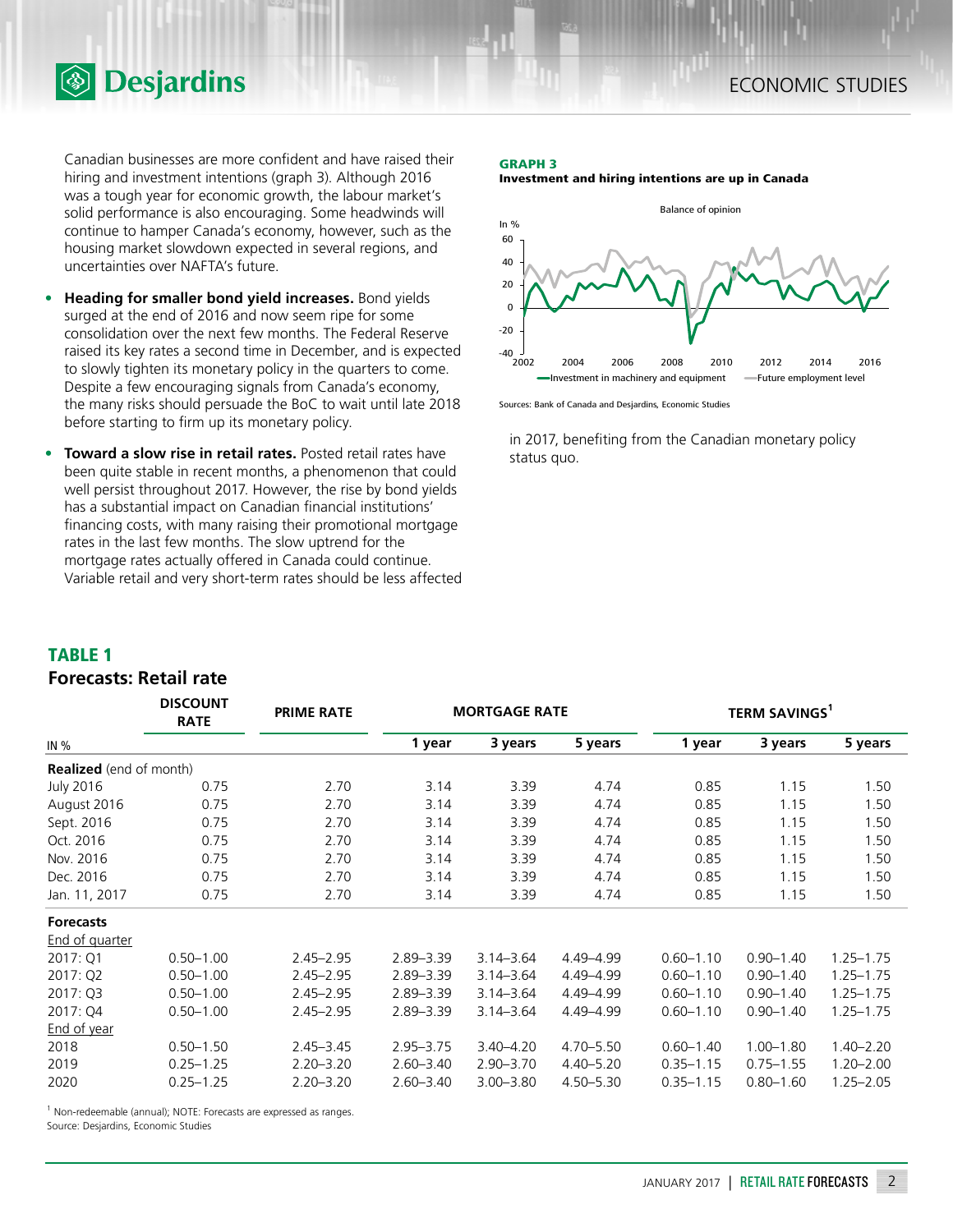Canadian businesses are more confident and have raised their hiring and investment intentions (graph 3). Although 2016 was a tough year for economic growth, the labour market's solid performance is also encouraging. Some headwinds will continue to hamper Canada's economy, however, such as the housing market slowdown expected in several regions, and uncertainties over NAFTA's future.

- **Heading for smaller bond yield increases.** Bond yields surged at the end of 2016 and now seem ripe for some consolidation over the next few months. The Federal Reserve raised its key rates a second time in December, and is expected to slowly tighten its monetary policy in the quarters to come. Despite a few encouraging signals from Canada's economy, the many risks should persuade the BoC to wait until late 2018 before starting to firm up its monetary policy.
- **Toward a slow rise in retail rates.** Posted retail rates have been quite stable in recent months, a phenomenon that could well persist throughout 2017. However, the rise by bond yields has a substantial impact on Canadian financial institutions' financing costs, with many raising their promotional mortgage rates in the last few months. The slow uptrend for the mortgage rates actually offered in Canada could continue. Variable retail and very short-term rates should be less affected in 2017, benefiting from the Canadian monetary policy status quo.

**GRAPH 3**
**Investment and hiring intentions are up in Canada**

Sources: Bank of Canada and Desjardins, Economic Studies

## TABLE 1
### Forecasts: Retail rate

| IN % | DISCOUNT RATE | PRIME RATE | MORTGAGE RATE | | | TERM SAVINGS[1] | | |
|---|---|---|---|---|---|---|---|---|
| | | | 1 year | 3 years | 5 years | 1 year | 3 years | 5 years |
| **Realized** (end of month) | | | | | | | | |
| July 2016 | 0.75 | 2.70 | 3.14 | 3.39 | 4.74 | 0.85 | 1.15 | 1.50 |
| August 2016 | 0.75 | 2.70 | 3.14 | 3.39 | 4.74 | 0.85 | 1.15 | 1.50 |
| Sept. 2016 | 0.75 | 2.70 | 3.14 | 3.39 | 4.74 | 0.85 | 1.15 | 1.50 |
| Oct. 2016 | 0.75 | 2.70 | 3.14 | 3.39 | 4.74 | 0.85 | 1.15 | 1.50 |
| Nov. 2016 | 0.75 | 2.70 | 3.14 | 3.39 | 4.74 | 0.85 | 1.15 | 1.50 |
| Dec. 2016 | 0.75 | 2.70 | 3.14 | 3.39 | 4.74 | 0.85 | 1.15 | 1.50 |
| Jan. 11, 2017 | 0.75 | 2.70 | 3.14 | 3.39 | 4.74 | 0.85 | 1.15 | 1.50 |
| **Forecasts** | | | | | | | | |
| End of quarter | | | | | | | | |
| 2017: Q1 | 0.50–1.00 | 2.45–2.95 | 2.89–3.39 | 3.14–3.64 | 4.49–4.99 | 0.60–1.10 | 0.90–1.40 | 1.25–1.75 |
| 2017: Q2 | 0.50–1.00 | 2.45–2.95 | 2.89–3.39 | 3.14–3.64 | 4.49–4.99 | 0.60–1.10 | 0.90–1.40 | 1.25–1.75 |
| 2017: Q3 | 0.50–1.00 | 2.45–2.95 | 2.89–3.39 | 3.14–3.64 | 4.49–4.99 | 0.60–1.10 | 0.90–1.40 | 1.25–1.75 |
| 2017: Q4 | 0.50–1.00 | 2.45–2.95 | 2.89–3.39 | 3.14–3.64 | 4.49–4.99 | 0.60–1.10 | 0.90–1.40 | 1.25–1.75 |
| End of year | | | | | | | | |
| 2018 | 0.50–1.50 | 2.45–3.45 | 2.95–3.75 | 3.40–4.20 | 4.70–5.50 | 0.60–1.40 | 1.00–1.80 | 1.40–2.20 |
| 2019 | 0.25–1.25 | 2.20–3.20 | 2.60–3.40 | 2.90–3.70 | 4.40–5.20 | 0.35–1.15 | 0.75–1.55 | 1.20–2.00 |
| 2020 | 0.25–1.25 | 2.20–3.20 | 2.60–3.40 | 3.00–3.80 | 4.50–5.30 | 0.35–1.15 | 0.80–1.60 | 1.25–2.05 |

[1] Non-redeemable (annual); NOTE: Forecasts are expressed as ranges.
Source: Desjardins, Economic Studies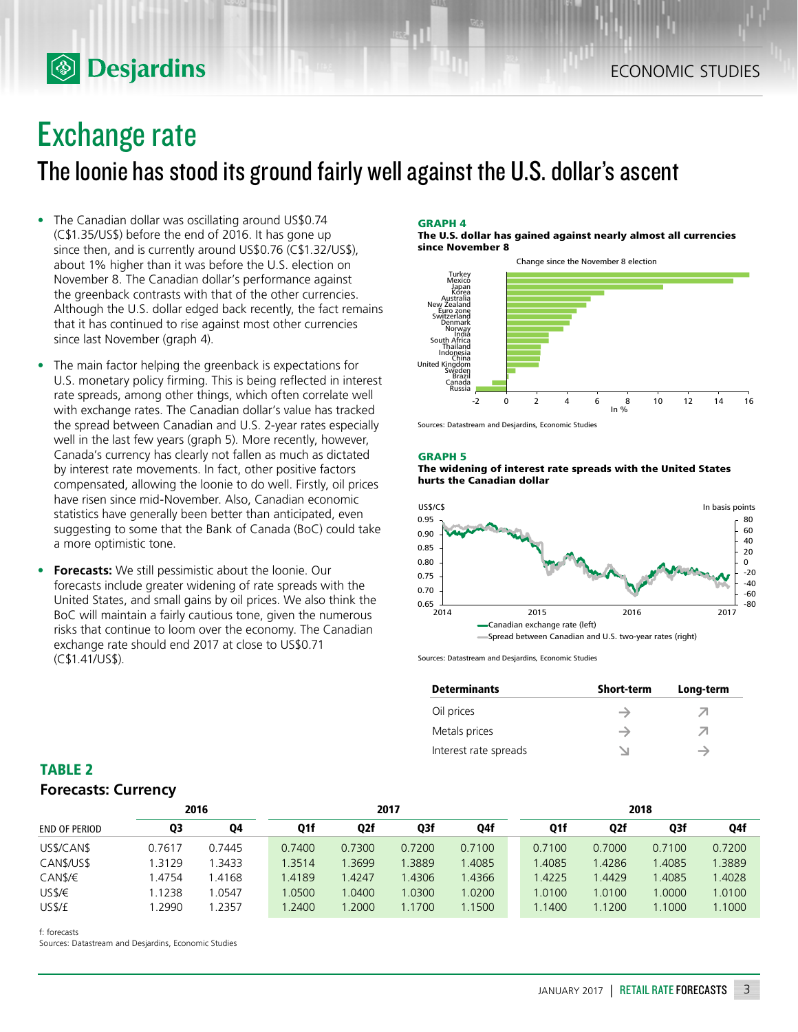# Exchange rate

## The loonie has stood its ground fairly well against the U.S. dollar's ascent

- The Canadian dollar was oscillating around US$0.74 (C$1.35/US$) before the end of 2016. It has gone up since then, and is currently around US$0.76 (C$1.32/US$), about 1% higher than it was before the U.S. election on November 8. The Canadian dollar's performance against the greenback contrasts with that of the other currencies. Although the U.S. dollar edged back recently, the fact remains that it has continued to rise against most other currencies since last November (graph 4).
- The main factor helping the greenback is expectations for U.S. monetary policy firming. This is being reflected in interest rate spreads, among other things, which often correlate well with exchange rates. The Canadian dollar's value has tracked the spread between Canadian and U.S. 2-year rates especially well in the last few years (graph 5). More recently, however, Canada's currency has clearly not fallen as much as dictated by interest rate movements. In fact, other positive factors compensated, allowing the loonie to do well. Firstly, oil prices have risen since mid-November. Also, Canadian economic statistics have generally been better than anticipated, even suggesting to some that the Bank of Canada (BoC) could take a more optimistic tone.
- **Forecasts:** We still pessimistic about the loonie. Our forecasts include greater widening of rate spreads with the United States, and small gains by oil prices. We also think the BoC will maintain a fairly cautious tone, given the numerous risks that continue to loom over the economy. The Canadian exchange rate should end 2017 at close to US$0.71 (C$1.41/US$).

**GRAPH 4**
**The U.S. dollar has gained against nearly almost all currencies since November 8**

Change since the November 8 election

Sources: Datastream and Desjardins, Economic Studies

**GRAPH 5**
**The widening of interest rate spreads with the United States hurts the Canadian dollar**

Sources: Datastream and Desjardins, Economic Studies

| Determinants | Short-term | Long-term |
|---|---|---|
| Oil prices | → | ↗ |
| Metals prices | → | ↗ |
| Interest rate spreads | ↘ | → |

**TABLE 2**
**Forecasts: Currency**

| | 2016 | | 2017 | | | | 2018 | | | |
|---|---|---|---|---|---|---|---|---|---|---|
| END OF PERIOD | Q3 | Q4 | Q1f | Q2f | Q3f | Q4f | Q1f | Q2f | Q3f | Q4f |
| US$/CAN$ | 0.7617 | 0.7445 | 0.7400 | 0.7300 | 0.7200 | 0.7100 | 0.7100 | 0.7000 | 0.7100 | 0.7200 |
| CAN$/US$ | 1.3129 | 1.3433 | 1.3514 | 1.3699 | 1.3889 | 1.4085 | 1.4085 | 1.4286 | 1.4085 | 1.3889 |
| CAN$/€ | 1.4754 | 1.4168 | 1.4189 | 1.4247 | 1.4306 | 1.4366 | 1.4225 | 1.4429 | 1.4085 | 1.4028 |
| US$/€ | 1.1238 | 1.0547 | 1.0500 | 1.0400 | 1.0300 | 1.0200 | 1.0100 | 1.0100 | 1.0000 | 1.0100 |
| US$/£ | 1.2990 | 1.2357 | 1.2400 | 1.2000 | 1.1700 | 1.1500 | 1.1400 | 1.1200 | 1.1000 | 1.1000 |

f: forecasts
Sources: Datastream and Desjardins, Economic Studies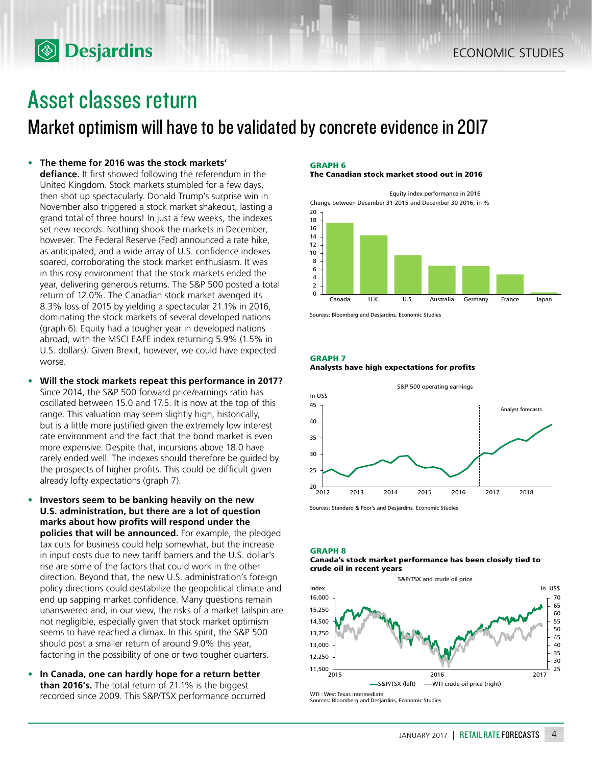# Asset classes return

## Market optimism will have to be validated by concrete evidence in 2017

- **The theme for 2016 was the stock markets' defiance.** It first showed following the referendum in the United Kingdom. Stock markets stumbled for a few days, then shot up spectacularly. Donald Trump's surprise win in November also triggered a stock market shakeout, lasting a grand total of three hours! In just a few weeks, the indexes set new records. Nothing shook the markets in December, however. The Federal Reserve (Fed) announced a rate hike, as anticipated, and a wide array of U.S. confidence indexes soared, corroborating the stock market enthusiasm. It was in this rosy environment that the stock markets ended the year, delivering generous returns. The S&P 500 posted a total return of 12.0%. The Canadian stock market avenged its 8.3% loss of 2015 by yielding a spectacular 21.1% in 2016, dominating the stock markets of several developed nations (graph 6). Equity had a tougher year in developed nations abroad, with the MSCI EAFE index returning 5.9% (1.5% in U.S. dollars). Given Brexit, however, we could have expected worse.

- **Will the stock markets repeat this performance in 2017?** Since 2014, the S&P 500 forward price/earnings ratio has oscillated between 15.0 and 17.5. It is now at the top of this range. This valuation may seem slightly high, historically, but is a little more justified given the extremely low interest rate environment and the fact that the bond market is even more expensive. Despite that, incursions above 18.0 have rarely ended well. The indexes should therefore be guided by the prospects of higher profits. This could be difficult given already lofty expectations (graph 7).

- **Investors seem to be banking heavily on the new U.S. administration, but there are a lot of question marks about how profits will respond under the policies that will be announced.** For example, the pledged tax cuts for business could help somewhat, but the increase in input costs due to new tariff barriers and the U.S. dollar's rise are some of the factors that could work in the other direction. Beyond that, the new U.S. administration's foreign policy directions could destabilize the geopolitical climate and end up sapping market confidence. Many questions remain unanswered and, in our view, the risks of a market tailspin are not negligible, especially given that stock market optimism seems to have reached a climax. In this spirit, the S&P 500 should post a smaller return of around 9.0% this year, factoring in the possibility of one or two tougher quarters.

- **In Canada, one can hardly hope for a return better than 2016's.** The total return of 21.1% is the biggest recorded since 2009. This S&P/TSX performance occurred

**GRAPH 6**
**The Canadian stock market stood out in 2016**

Equity index performance in 2016
Change between December 31 2015 and December 30 2016, in %

Sources: Bloomberg and Desjardins, Economic Studies

**GRAPH 7**
**Analysts have high expectations for profits**

S&P 500 operating earnings

Sources: Standard & Poor's and Desjardins, Economic Studies

**GRAPH 8**
**Canada's stock market performance has been closely tied to crude oil in recent years**

S&P/TSX and crude oil price

WTI : West Texas Intermediate
Sources: Bloomberg and Desjardins, Economic Studies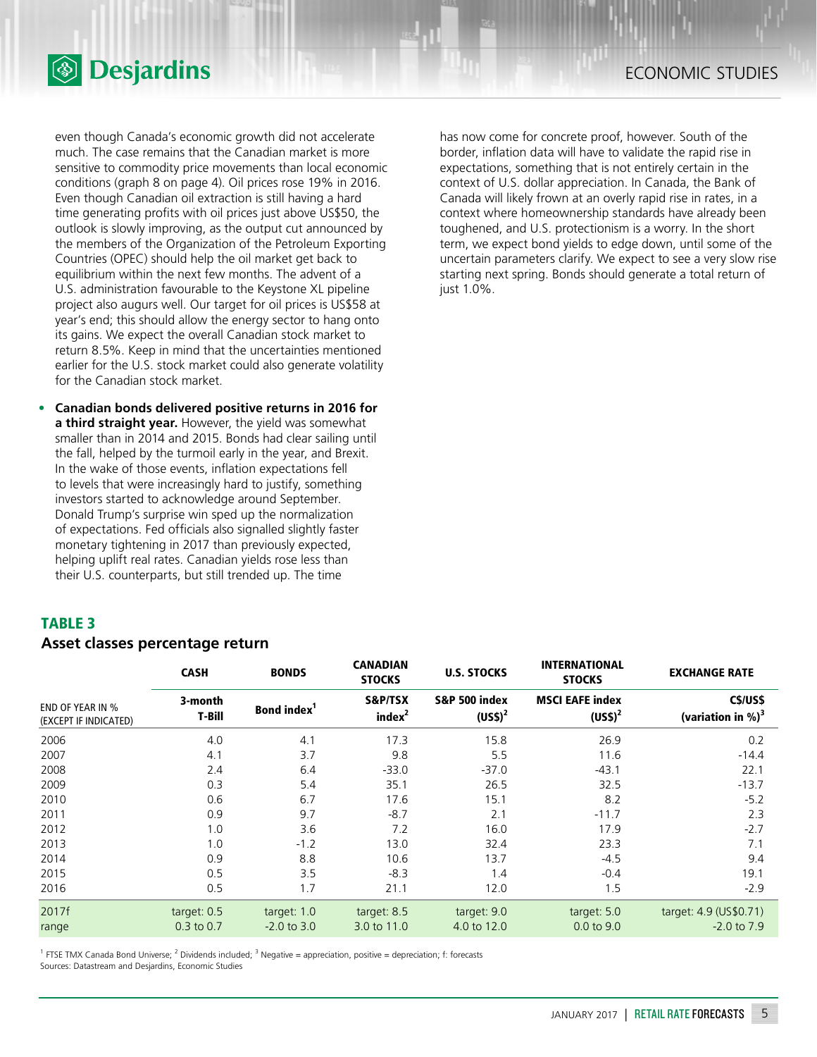even though Canada's economic growth did not accelerate much. The case remains that the Canadian market is more sensitive to commodity price movements than local economic conditions (graph 8 on page 4). Oil prices rose 19% in 2016. Even though Canadian oil extraction is still having a hard time generating profits with oil prices just above US$50, the outlook is slowly improving, as the output cut announced by the members of the Organization of the Petroleum Exporting Countries (OPEC) should help the oil market get back to equilibrium within the next few months. The advent of a U.S. administration favourable to the Keystone XL pipeline project also augurs well. Our target for oil prices is US$58 at year's end; this should allow the energy sector to hang onto its gains. We expect the overall Canadian stock market to return 8.5%. Keep in mind that the uncertainties mentioned earlier for the U.S. stock market could also generate volatility for the Canadian stock market.

- **Canadian bonds delivered positive returns in 2016 for a third straight year.** However, the yield was somewhat smaller than in 2014 and 2015. Bonds had clear sailing until the fall, helped by the turmoil early in the year, and Brexit. In the wake of those events, inflation expectations fell to levels that were increasingly hard to justify, something investors started to acknowledge around September. Donald Trump's surprise win sped up the normalization of expectations. Fed officials also signalled slightly faster monetary tightening in 2017 than previously expected, helping uplift real rates. Canadian yields rose less than their U.S. counterparts, but still trended up. The time has now come for concrete proof, however. South of the border, inflation data will have to validate the rapid rise in expectations, something that is not entirely certain in the context of U.S. dollar appreciation. In Canada, the Bank of Canada will likely frown at an overly rapid rise in rates, in a context where homeownership standards have already been toughened, and U.S. protectionism is a worry. In the short term, we expect bond yields to edge down, until some of the uncertain parameters clarify. We expect to see a very slow rise starting next spring. Bonds should generate a total return of just 1.0%.

### TABLE 3
**Asset classes percentage return**

| | CASH | BONDS | CANADIAN STOCKS | U.S. STOCKS | INTERNATIONAL STOCKS | EXCHANGE RATE |
|---|---|---|---|---|---|---|
| END OF YEAR IN % (EXCEPT IF INDICATED) | 3-month T-Bill | Bond index[1] | S&P/TSX index[2] | S&P 500 index (US$)[2] | MSCI EAFE index (US$)[2] | C$/US$ (variation in %)[3] |
| 2006 | 4.0 | 4.1 | 17.3 | 15.8 | 26.9 | 0.2 |
| 2007 | 4.1 | 3.7 | 9.8 | 5.5 | 11.6 | -14.4 |
| 2008 | 2.4 | 6.4 | -33.0 | -37.0 | -43.1 | 22.1 |
| 2009 | 0.3 | 5.4 | 35.1 | 26.5 | 32.5 | -13.7 |
| 2010 | 0.6 | 6.7 | 17.6 | 15.1 | 8.2 | -5.2 |
| 2011 | 0.9 | 9.7 | -8.7 | 2.1 | -11.7 | 2.3 |
| 2012 | 1.0 | 3.6 | 7.2 | 16.0 | 17.9 | -2.7 |
| 2013 | 1.0 | -1.2 | 13.0 | 32.4 | 23.3 | 7.1 |
| 2014 | 0.9 | 8.8 | 10.6 | 13.7 | -4.5 | 9.4 |
| 2015 | 0.5 | 3.5 | -8.3 | 1.4 | -0.4 | 19.1 |
| 2016 | 0.5 | 1.7 | 21.1 | 12.0 | 1.5 | -2.9 |
| 2017f | target: 0.5 | target: 1.0 | target: 8.5 | target: 9.0 | target: 5.0 | target: 4.9 (US$0.71) |
| range | 0.3 to 0.7 | -2.0 to 3.0 | 3.0 to 11.0 | 4.0 to 12.0 | 0.0 to 9.0 | -2.0 to 7.9 |

[1] FTSE TMX Canada Bond Universe; [2] Dividends included; [3] Negative = appreciation, positive = depreciation; f: forecasts
Sources: Datastream and Desjardins, Economic Studies